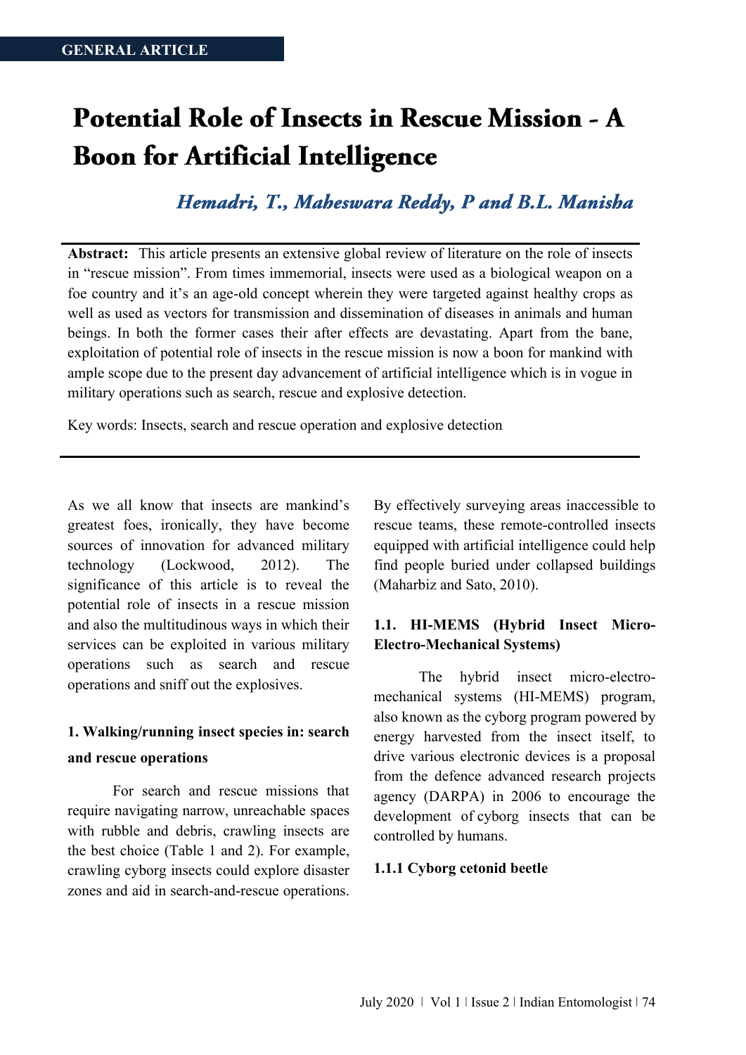GENERAL ARTICLE

# Potential Role of Insects in Rescue Mission - A Boon for Artificial Intelligence

***Hemadri, T., Maheswara Reddy, P and B.L. Manisha***

**Abstract:** This article presents an extensive global review of literature on the role of insects in "rescue mission". From times immemorial, insects were used as a biological weapon on a foe country and it's an age-old concept wherein they were targeted against healthy crops as well as used as vectors for transmission and dissemination of diseases in animals and human beings. In both the former cases their after effects are devastating. Apart from the bane, exploitation of potential role of insects in the rescue mission is now a boon for mankind with ample scope due to the present day advancement of artificial intelligence which is in vogue in military operations such as search, rescue and explosive detection.

Key words: Insects, search and rescue operation and explosive detection

---

As we all know that insects are mankind's greatest foes, ironically, they have become sources of innovation for advanced military technology (Lockwood, 2012). The significance of this article is to reveal the potential role of insects in a rescue mission and also the multitudinous ways in which their services can be exploited in various military operations such as search and rescue operations and sniff out the explosives.

## 1. Walking/running insect species in: search and rescue operations

For search and rescue missions that require navigating narrow, unreachable spaces with rubble and debris, crawling insects are the best choice (Table 1 and 2). For example, crawling cyborg insects could explore disaster zones and aid in search-and-rescue operations. By effectively surveying areas inaccessible to rescue teams, these remote-controlled insects equipped with artificial intelligence could help find people buried under collapsed buildings (Maharbiz and Sato, 2010).

### 1.1. HI-MEMS (Hybrid Insect Micro-Electro-Mechanical Systems)

The hybrid insect micro-electro-mechanical systems (HI-MEMS) program, also known as the cyborg program powered by energy harvested from the insect itself, to drive various electronic devices is a proposal from the defence advanced research projects agency (DARPA) in 2006 to encourage the development of cyborg insects that can be controlled by humans.

#### 1.1.1 Cyborg cetonid beetle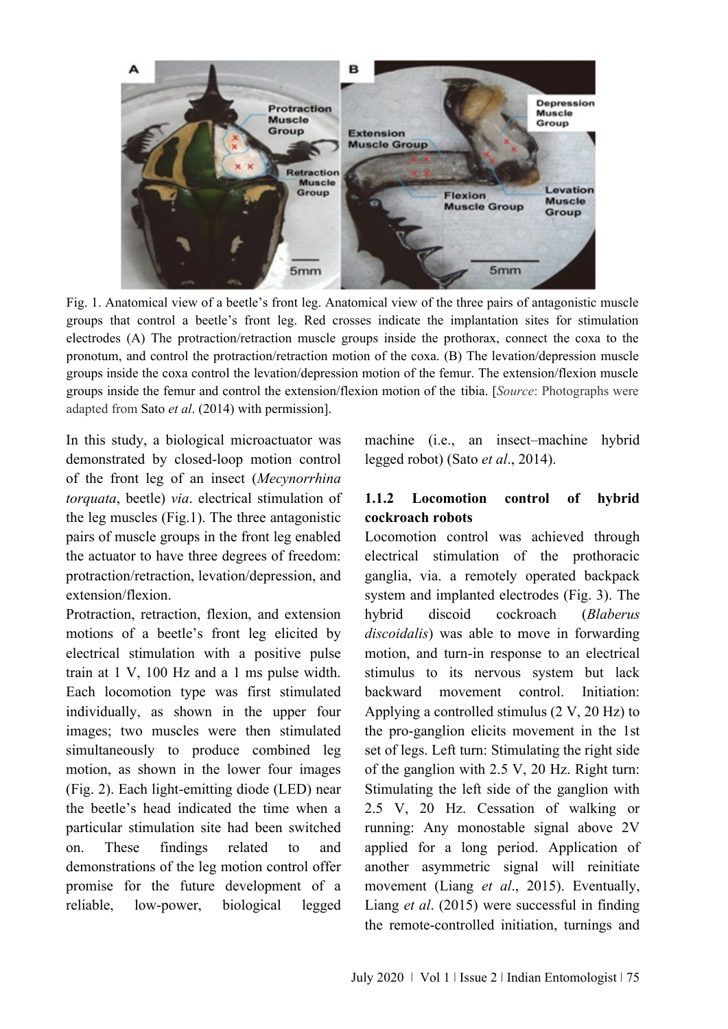Fig. 1. Anatomical view of a beetle's front leg. Anatomical view of the three pairs of antagonistic muscle groups that control a beetle's front leg. Red crosses indicate the implantation sites for stimulation electrodes (A) The protraction/retraction muscle groups inside the prothorax, connect the coxa to the pronotum, and control the protraction/retraction motion of the coxa. (B) The levation/depression muscle groups inside the coxa control the levation/depression motion of the femur. The extension/flexion muscle groups inside the femur and control the extension/flexion motion of the tibia. [*Source*: Photographs were adapted from Sato *et al*. (2014) with permission].

In this study, a biological microactuator was demonstrated by closed-loop motion control of the front leg of an insect (*Mecynorrhina torquata*, beetle) *via*. electrical stimulation of the leg muscles (Fig.1). The three antagonistic pairs of muscle groups in the front leg enabled the actuator to have three degrees of freedom: protraction/retraction, levation/depression, and extension/flexion.

Protraction, retraction, flexion, and extension motions of a beetle's front leg elicited by electrical stimulation with a positive pulse train at 1 V, 100 Hz and a 1 ms pulse width. Each locomotion type was first stimulated individually, as shown in the upper four images; two muscles were then stimulated simultaneously to produce combined leg motion, as shown in the lower four images (Fig. 2). Each light-emitting diode (LED) near the beetle's head indicated the time when a particular stimulation site had been switched on. These findings related to and demonstrations of the leg motion control offer promise for the future development of a reliable, low-power, biological legged machine (i.e., an insect–machine hybrid legged robot) (Sato *et al*., 2014).

### 1.1.2 Locomotion control of hybrid cockroach robots

Locomotion control was achieved through electrical stimulation of the prothoracic ganglia, via. a remotely operated backpack system and implanted electrodes (Fig. 3). The hybrid discoid cockroach (*Blaberus discoidalis*) was able to move in forwarding motion, and turn-in response to an electrical stimulus to its nervous system but lack backward movement control. Initiation: Applying a controlled stimulus (2 V, 20 Hz) to the pro-ganglion elicits movement in the 1st set of legs. Left turn: Stimulating the right side of the ganglion with 2.5 V, 20 Hz. Right turn: Stimulating the left side of the ganglion with 2.5 V, 20 Hz. Cessation of walking or running: Any monostable signal above 2V applied for a long period. Application of another asymmetric signal will reinitiate movement (Liang *et al*., 2015). Eventually, Liang *et al*. (2015) were successful in finding the remote-controlled initiation, turnings and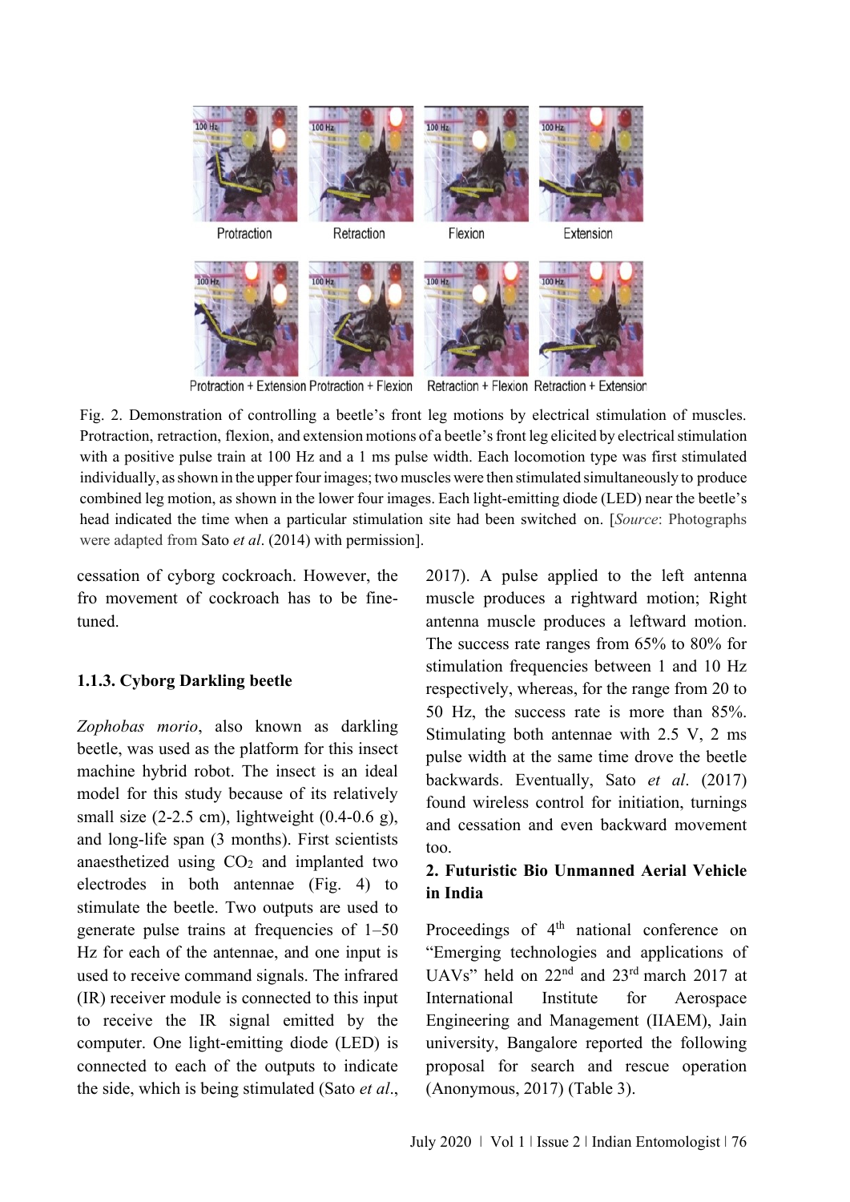Fig. 2. Demonstration of controlling a beetle's front leg motions by electrical stimulation of muscles. Protraction, retraction, flexion, and extension motions of a beetle's front leg elicited by electrical stimulation with a positive pulse train at 100 Hz and a 1 ms pulse width. Each locomotion type was first stimulated individually, as shown in the upper four images; two muscles were then stimulated simultaneously to produce combined leg motion, as shown in the lower four images. Each light-emitting diode (LED) near the beetle's head indicated the time when a particular stimulation site had been switched on. [*Source*: Photographs were adapted from Sato *et al*. (2014) with permission].

cessation of cyborg cockroach. However, the fro movement of cockroach has to be fine-tuned.

### 1.1.3. Cyborg Darkling beetle

*Zophobas morio*, also known as darkling beetle, was used as the platform for this insect machine hybrid robot. The insect is an ideal model for this study because of its relatively small size (2-2.5 cm), lightweight (0.4-0.6 g), and long-life span (3 months). First scientists anaesthetized using $CO_2$ and implanted two electrodes in both antennae (Fig. 4) to stimulate the beetle. Two outputs are used to generate pulse trains at frequencies of 1–50 Hz for each of the antennae, and one input is used to receive command signals. The infrared (IR) receiver module is connected to this input to receive the IR signal emitted by the computer. One light-emitting diode (LED) is connected to each of the outputs to indicate the side, which is being stimulated (Sato *et al*., 2017). A pulse applied to the left antenna muscle produces a rightward motion; Right antenna muscle produces a leftward motion. The success rate ranges from 65% to 80% for stimulation frequencies between 1 and 10 Hz respectively, whereas, for the range from 20 to 50 Hz, the success rate is more than 85%. Stimulating both antennae with 2.5 V, 2 ms pulse width at the same time drove the beetle backwards. Eventually, Sato *et al*. (2017) found wireless control for initiation, turnings and cessation and even backward movement too.

## 2. Futuristic Bio Unmanned Aerial Vehicle in India

Proceedings of 4th national conference on "Emerging technologies and applications of UAVs" held on 22nd and 23rd march 2017 at International Institute for Aerospace Engineering and Management (IIAEM), Jain university, Bangalore reported the following proposal for search and rescue operation (Anonymous, 2017) (Table 3).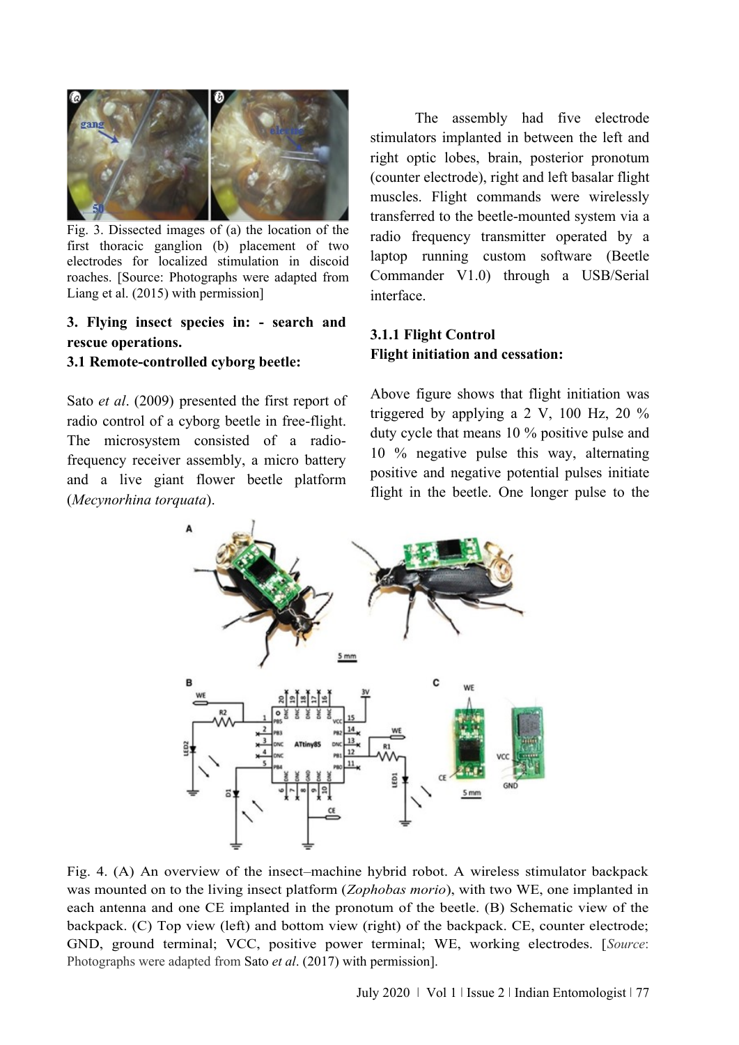Fig. 3. Dissected images of (a) the location of the first thoracic ganglion (b) placement of two electrodes for localized stimulation in discoid roaches. [Source: Photographs were adapted from Liang et al. (2015) with permission]

**3. Flying insect species in: - search and rescue operations.**

**3.1 Remote-controlled cyborg beetle:**

Sato *et al*. (2009) presented the first report of radio control of a cyborg beetle in free-flight. The microsystem consisted of a radio-frequency receiver assembly, a micro battery and a live giant flower beetle platform (*Mecynorhina torquata*).

The assembly had five electrode stimulators implanted in between the left and right optic lobes, brain, posterior pronotum (counter electrode), right and left basalar flight muscles. Flight commands were wirelessly transferred to the beetle-mounted system via a radio frequency transmitter operated by a laptop running custom software (Beetle Commander V1.0) through a USB/Serial interface.

**3.1.1 Flight Control**

**Flight initiation and cessation:**

Above figure shows that flight initiation was triggered by applying a 2 V, 100 Hz, 20 % duty cycle that means 10 % positive pulse and 10 % negative pulse this way, alternating positive and negative potential pulses initiate flight in the beetle. One longer pulse to the

Fig. 4. (A) An overview of the insect–machine hybrid robot. A wireless stimulator backpack was mounted on to the living insect platform (*Zophobas morio*), with two WE, one implanted in each antenna and one CE implanted in the pronotum of the beetle. (B) Schematic view of the backpack. (C) Top view (left) and bottom view (right) of the backpack. CE, counter electrode; GND, ground terminal; VCC, positive power terminal; WE, working electrodes. [*Source*: Photographs were adapted from Sato *et al*. (2017) with permission].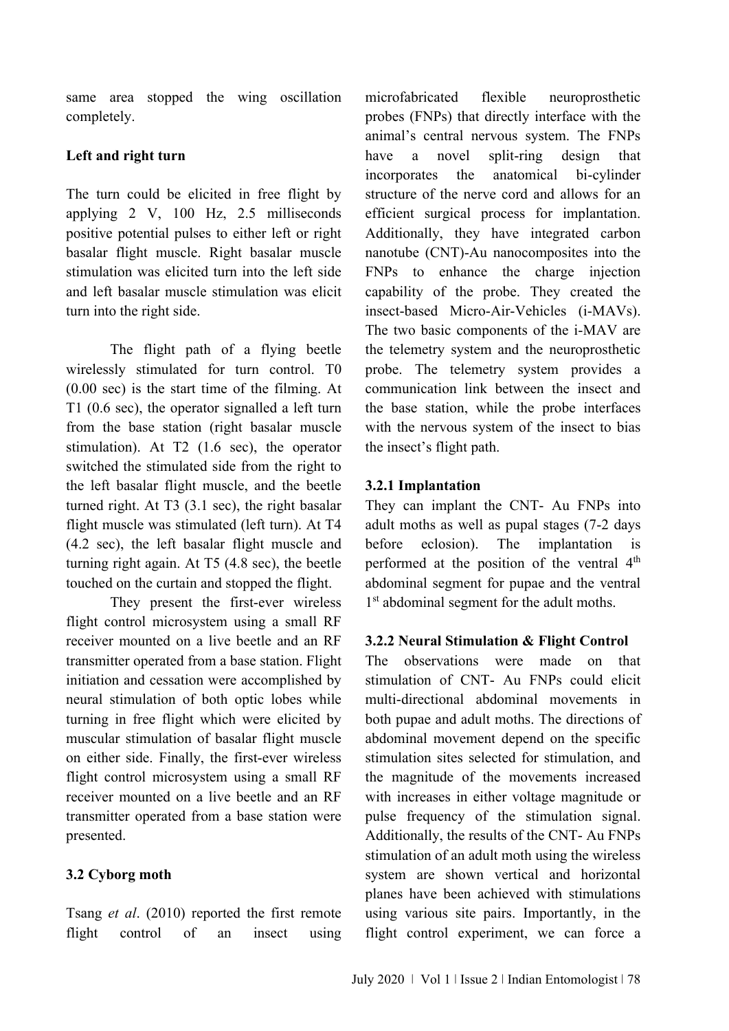same area stopped the wing oscillation completely.

**Left and right turn**

The turn could be elicited in free flight by applying 2 V, 100 Hz, 2.5 milliseconds positive potential pulses to either left or right basalar flight muscle. Right basalar muscle stimulation was elicited turn into the left side and left basalar muscle stimulation was elicit turn into the right side.

The flight path of a flying beetle wirelessly stimulated for turn control. T0 (0.00 sec) is the start time of the filming. At T1 (0.6 sec), the operator signalled a left turn from the base station (right basalar muscle stimulation). At T2 (1.6 sec), the operator switched the stimulated side from the right to the left basalar flight muscle, and the beetle turned right. At T3 (3.1 sec), the right basalar flight muscle was stimulated (left turn). At T4 (4.2 sec), the left basalar flight muscle and turning right again. At T5 (4.8 sec), the beetle touched on the curtain and stopped the flight.

They present the first-ever wireless flight control microsystem using a small RF receiver mounted on a live beetle and an RF transmitter operated from a base station. Flight initiation and cessation were accomplished by neural stimulation of both optic lobes while turning in free flight which were elicited by muscular stimulation of basalar flight muscle on either side. Finally, the first-ever wireless flight control microsystem using a small RF receiver mounted on a live beetle and an RF transmitter operated from a base station were presented.

**3.2 Cyborg moth**

Tsang *et al*. (2010) reported the first remote flight control of an insect using microfabricated flexible neuroprosthetic probes (FNPs) that directly interface with the animal's central nervous system. The FNPs have a novel split-ring design that incorporates the anatomical bi-cylinder structure of the nerve cord and allows for an efficient surgical process for implantation. Additionally, they have integrated carbon nanotube (CNT)-Au nanocomposites into the FNPs to enhance the charge injection capability of the probe. They created the insect-based Micro-Air-Vehicles (i-MAVs). The two basic components of the i-MAV are the telemetry system and the neuroprosthetic probe. The telemetry system provides a communication link between the insect and the base station, while the probe interfaces with the nervous system of the insect to bias the insect's flight path.

**3.2.1 Implantation**

They can implant the CNT- Au FNPs into adult moths as well as pupal stages (7-2 days before eclosion). The implantation is performed at the position of the ventral 4th abdominal segment for pupae and the ventral 1st abdominal segment for the adult moths.

**3.2.2 Neural Stimulation & Flight Control**

The observations were made on that stimulation of CNT- Au FNPs could elicit multi-directional abdominal movements in both pupae and adult moths. The directions of abdominal movement depend on the specific stimulation sites selected for stimulation, and the magnitude of the movements increased with increases in either voltage magnitude or pulse frequency of the stimulation signal. Additionally, the results of the CNT- Au FNPs stimulation of an adult moth using the wireless system are shown vertical and horizontal planes have been achieved with stimulations using various site pairs. Importantly, in the flight control experiment, we can force a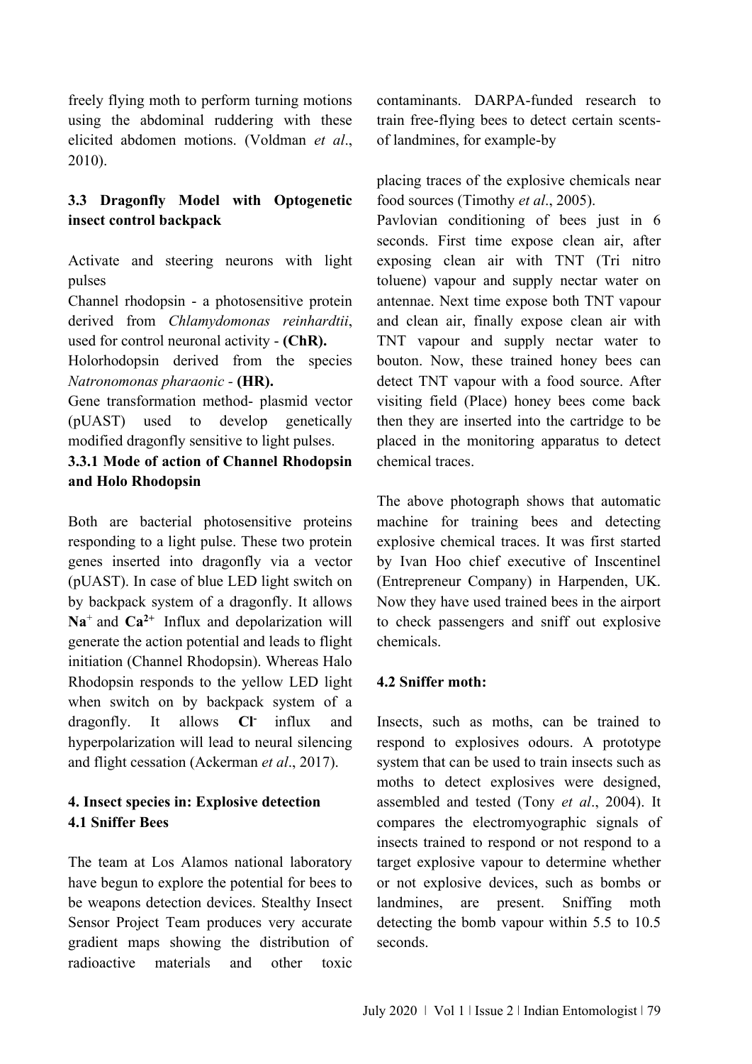freely flying moth to perform turning motions using the abdominal ruddering with these elicited abdomen motions. (Voldman *et al*., 2010).

### 3.3 Dragonfly Model with Optogenetic insect control backpack

Activate and steering neurons with light pulses

Channel rhodopsin - a photosensitive protein derived from *Chlamydomonas reinhardtii*, used for control neuronal activity - **(ChR).**

Holorhodopsin derived from the species *Natronomonas pharaonic* - **(HR).**

Gene transformation method- plasmid vector (pUAST) used to develop genetically modified dragonfly sensitive to light pulses.

#### 3.3.1 Mode of action of Channel Rhodopsin and Holo Rhodopsin

Both are bacterial photosensitive proteins responding to a light pulse. These two protein genes inserted into dragonfly via a vector (pUAST). In case of blue LED light switch on by backpack system of a dragonfly. It allows $\mathbf{Na^+}$ and $\mathbf{Ca^{2+}}$ Influx and depolarization will generate the action potential and leads to flight initiation (Channel Rhodopsin). Whereas Halo Rhodopsin responds to the yellow LED light when switch on by backpack system of a dragonfly. It allows $\mathbf{Cl^-}$ influx and hyperpolarization will lead to neural silencing and flight cessation (Ackerman *et al*., 2017).

## 4. Insect species in: Explosive detection

### 4.1 Sniffer Bees

The team at Los Alamos national laboratory have begun to explore the potential for bees to be weapons detection devices. Stealthy Insect Sensor Project Team produces very accurate gradient maps showing the distribution of radioactive materials and other toxic contaminants. DARPA-funded research to train free-flying bees to detect certain scents- of landmines, for example-by

placing traces of the explosive chemicals near food sources (Timothy *et al*., 2005).

Pavlovian conditioning of bees just in 6 seconds. First time expose clean air, after exposing clean air with TNT (Tri nitro toluene) vapour and supply nectar water on antennae. Next time expose both TNT vapour and clean air, finally expose clean air with TNT vapour and supply nectar water to bouton. Now, these trained honey bees can detect TNT vapour with a food source. After visiting field (Place) honey bees come back then they are inserted into the cartridge to be placed in the monitoring apparatus to detect chemical traces.

The above photograph shows that automatic machine for training bees and detecting explosive chemical traces. It was first started by Ivan Hoo chief executive of Inscentinel (Entrepreneur Company) in Harpenden, UK. Now they have used trained bees in the airport to check passengers and sniff out explosive chemicals.

### 4.2 Sniffer moth:

Insects, such as moths, can be trained to respond to explosives odours. A prototype system that can be used to train insects such as moths to detect explosives were designed, assembled and tested (Tony *et al*., 2004). It compares the electromyographic signals of insects trained to respond or not respond to a target explosive vapour to determine whether or not explosive devices, such as bombs or landmines, are present. Sniffing moth detecting the bomb vapour within 5.5 to 10.5 seconds.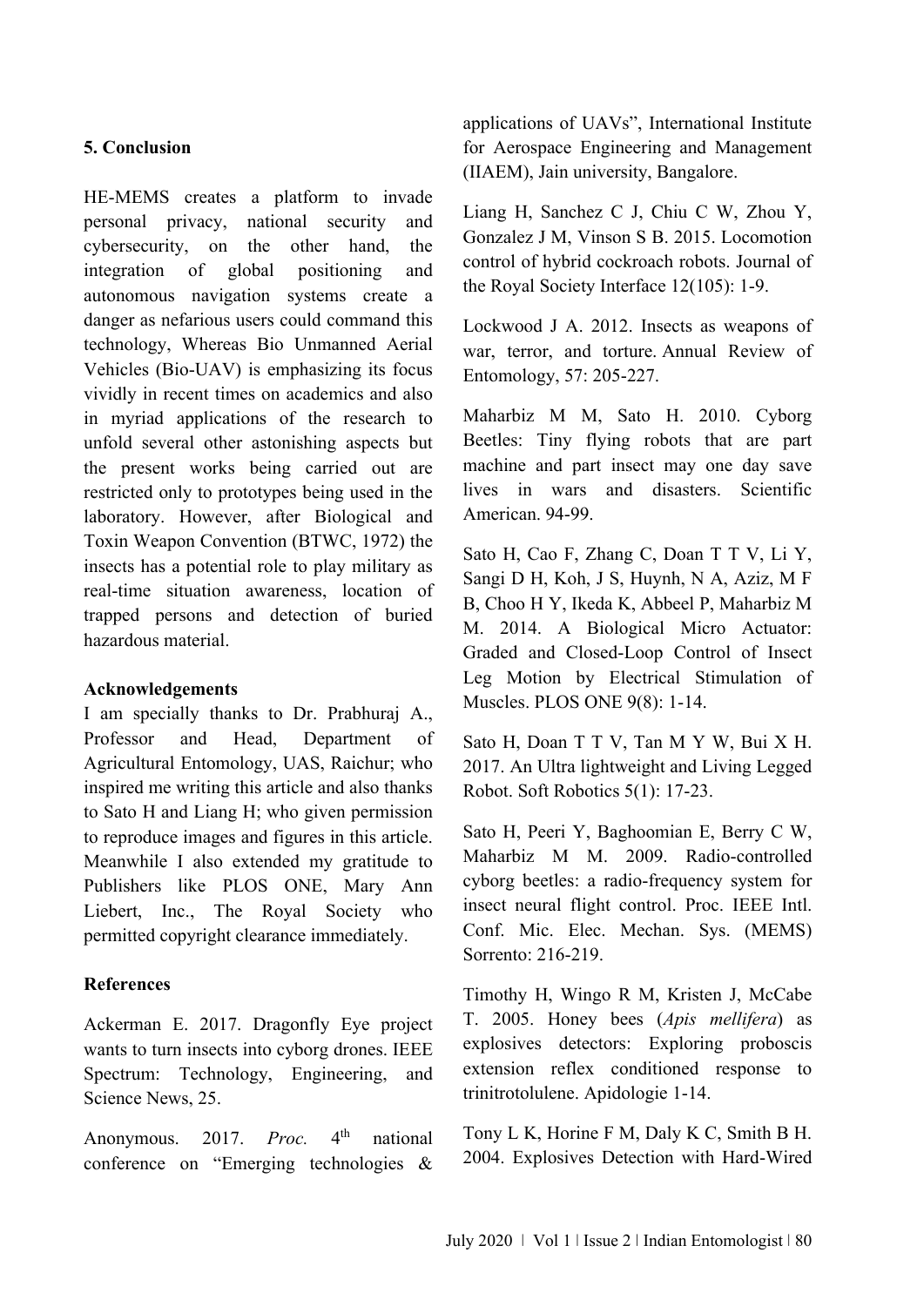## 5. Conclusion

HE-MEMS creates a platform to invade personal privacy, national security and cybersecurity, on the other hand, the integration of global positioning and autonomous navigation systems create a danger as nefarious users could command this technology, Whereas Bio Unmanned Aerial Vehicles (Bio-UAV) is emphasizing its focus vividly in recent times on academics and also in myriad applications of the research to unfold several other astonishing aspects but the present works being carried out are restricted only to prototypes being used in the laboratory. However, after Biological and Toxin Weapon Convention (BTWC, 1972) the insects has a potential role to play military as real-time situation awareness, location of trapped persons and detection of buried hazardous material.

### Acknowledgements

I am specially thanks to Dr. Prabhuraj A., Professor and Head, Department of Agricultural Entomology, UAS, Raichur; who inspired me writing this article and also thanks to Sato H and Liang H; who given permission to reproduce images and figures in this article. Meanwhile I also extended my gratitude to Publishers like PLOS ONE, Mary Ann Liebert, Inc., The Royal Society who permitted copyright clearance immediately.

### References

Ackerman E. 2017. Dragonfly Eye project wants to turn insects into cyborg drones. IEEE Spectrum: Technology, Engineering, and Science News, 25.

Anonymous. 2017. *Proc.* 4th national conference on "Emerging technologies & applications of UAVs", International Institute for Aerospace Engineering and Management (IIAEM), Jain university, Bangalore.

Liang H, Sanchez C J, Chiu C W, Zhou Y, Gonzalez J M, Vinson S B. 2015. Locomotion control of hybrid cockroach robots. Journal of the Royal Society Interface 12(105): 1-9.

Lockwood J A. 2012. Insects as weapons of war, terror, and torture. Annual Review of Entomology, 57: 205-227.

Maharbiz M M, Sato H. 2010. Cyborg Beetles: Tiny flying robots that are part machine and part insect may one day save lives in wars and disasters. Scientific American. 94-99.

Sato H, Cao F, Zhang C, Doan T T V, Li Y, Sangi D H, Koh, J S, Huynh, N A, Aziz, M F B, Choo H Y, Ikeda K, Abbeel P, Maharbiz M M. 2014. A Biological Micro Actuator: Graded and Closed-Loop Control of Insect Leg Motion by Electrical Stimulation of Muscles. PLOS ONE 9(8): 1-14.

Sato H, Doan T T V, Tan M Y W, Bui X H. 2017. An Ultra lightweight and Living Legged Robot. Soft Robotics 5(1): 17-23.

Sato H, Peeri Y, Baghoomian E, Berry C W, Maharbiz M M. 2009. Radio-controlled cyborg beetles: a radio-frequency system for insect neural flight control. Proc. IEEE Intl. Conf. Mic. Elec. Mechan. Sys. (MEMS) Sorrento: 216-219.

Timothy H, Wingo R M, Kristen J, McCabe T. 2005. Honey bees (*Apis mellifera*) as explosives detectors: Exploring proboscis extension reflex conditioned response to trinitrotolulene. Apidologie 1-14.

Tony L K, Horine F M, Daly K C, Smith B H. 2004. Explosives Detection with Hard-Wired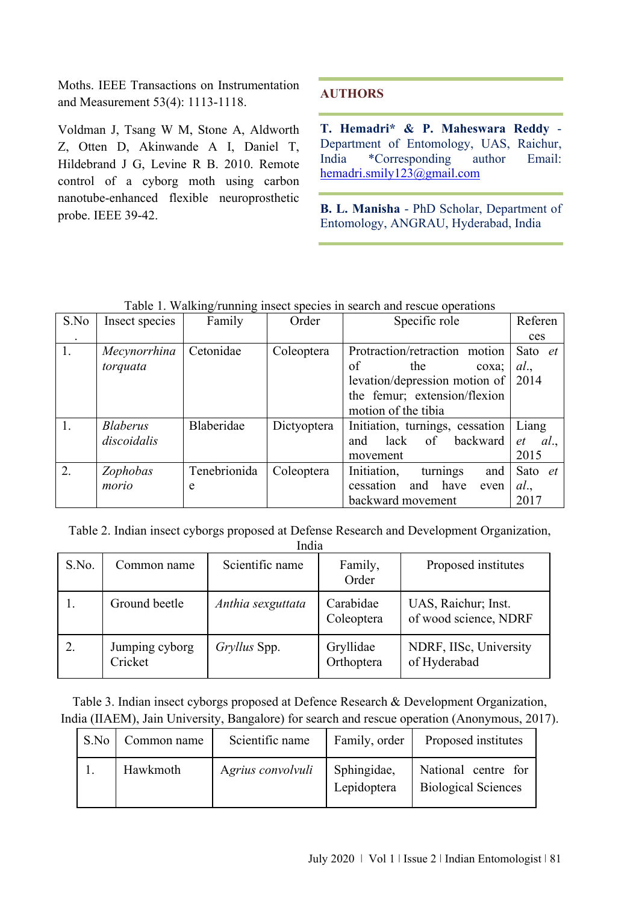Moths. IEEE Transactions on Instrumentation and Measurement 53(4): 1113-1118.

Voldman J, Tsang W M, Stone A, Aldworth Z, Otten D, Akinwande A I, Daniel T, Hildebrand J G, Levine R B. 2010. Remote control of a cyborg moth using carbon nanotube-enhanced flexible neuroprosthetic probe. IEEE 39-42.

## AUTHORS

**T. Hemadri\* & P. Maheswara Reddy** - Department of Entomology, UAS, Raichur, India \*Corresponding author Email: hemadri.smily123@gmail.com

**B. L. Manisha** - PhD Scholar, Department of Entomology, ANGRAU, Hyderabad, India

Table 1. Walking/running insect species in search and rescue operations

| S.No. | Insect species | Family | Order | Specific role | References |
|---|---|---|---|---|---|
| 1. | *Mecynorrhina torquata* | Cetonidae | Coleoptera | Protraction/retraction motion of the coxa; levation/depression motion of the femur; extension/flexion motion of the tibia | Sato *et al.*, 2014 |
| 1. | *Blaberus discoidalis* | Blaberidae | Dictyoptera | Initiation, turnings, cessation and lack of backward movement | Liang *et al.*, 2015 |
| 2. | *Zophobas morio* | Tenebrionidae | Coleoptera | Initiation, turnings and cessation and have even backward movement | Sato *et al.*, 2017 |

Table 2. Indian insect cyborgs proposed at Defense Research and Development Organization, India

| S.No. | Common name | Scientific name | Family, Order | Proposed institutes |
|---|---|---|---|---|
| 1. | Ground beetle | *Anthia sexguttata* | Carabidae Coleoptera | UAS, Raichur; Inst. of wood science, NDRF |
| 2. | Jumping cyborg Cricket | *Gryllus* Spp. | Gryllidae Orthoptera | NDRF, IISc, University of Hyderabad |

Table 3. Indian insect cyborgs proposed at Defence Research & Development Organization, India (IIAEM), Jain University, Bangalore) for search and rescue operation (Anonymous, 2017).

| S.No | Common name | Scientific name | Family, order | Proposed institutes |
|---|---|---|---|---|
| 1. | Hawkmoth | *Agrius convolvuli* | Sphingidae, Lepidoptera | National centre for Biological Sciences |